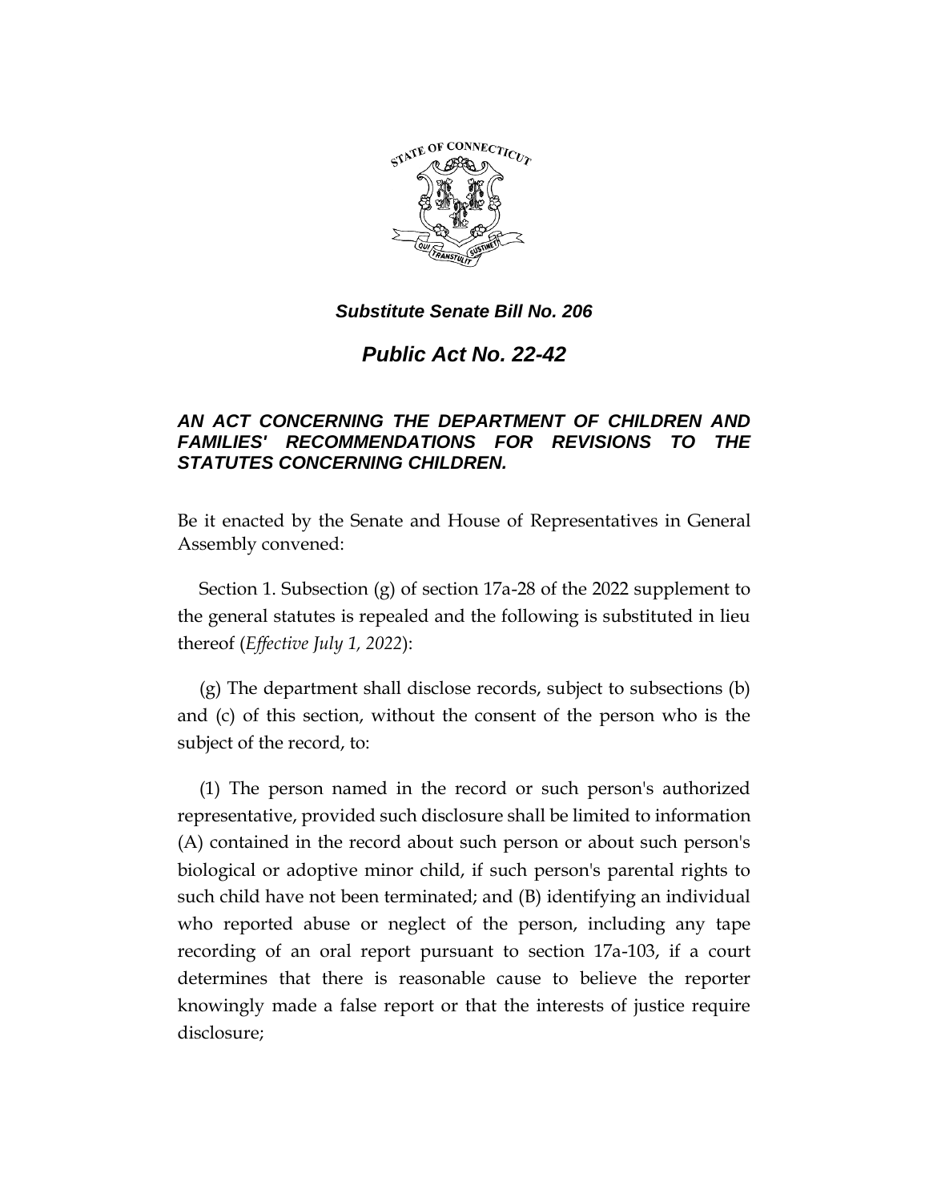***Substitute Senate Bill No. 206***

***Public Act No. 22-42***

***AN ACT CONCERNING THE DEPARTMENT OF CHILDREN AND FAMILIES' RECOMMENDATIONS FOR REVISIONS TO THE STATUTES CONCERNING CHILDREN.***

Be it enacted by the Senate and House of Representatives in General Assembly convened:

Section 1. Subsection (g) of section 17a-28 of the 2022 supplement to the general statutes is repealed and the following is substituted in lieu thereof (*Effective July 1, 2022*):

(g) The department shall disclose records, subject to subsections (b) and (c) of this section, without the consent of the person who is the subject of the record, to:

(1) The person named in the record or such person's authorized representative, provided such disclosure shall be limited to information (A) contained in the record about such person or about such person's biological or adoptive minor child, if such person's parental rights to such child have not been terminated; and (B) identifying an individual who reported abuse or neglect of the person, including any tape recording of an oral report pursuant to section 17a-103, if a court determines that there is reasonable cause to believe the reporter knowingly made a false report or that the interests of justice require disclosure;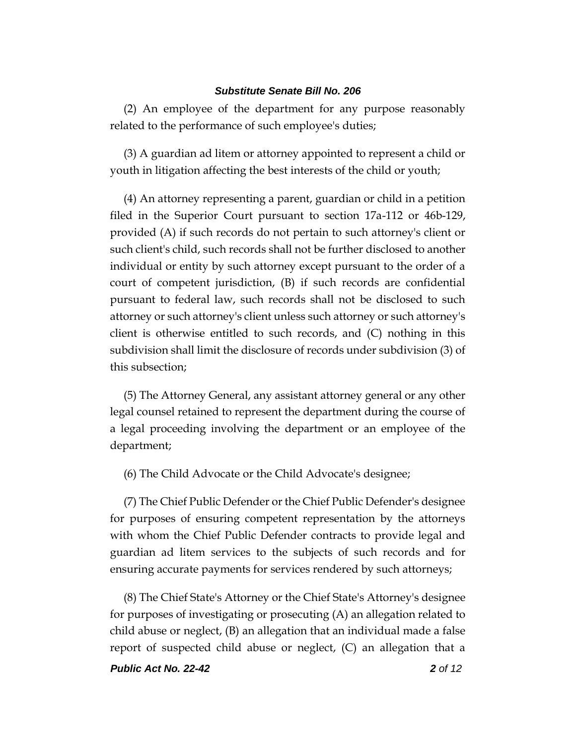(2) An employee of the department for any purpose reasonably related to the performance of such employee's duties;

(3) A guardian ad litem or attorney appointed to represent a child or youth in litigation affecting the best interests of the child or youth;

(4) An attorney representing a parent, guardian or child in a petition filed in the Superior Court pursuant to section 17a-112 or 46b-129, provided (A) if such records do not pertain to such attorney's client or such client's child, such records shall not be further disclosed to another individual or entity by such attorney except pursuant to the order of a court of competent jurisdiction, (B) if such records are confidential pursuant to federal law, such records shall not be disclosed to such attorney or such attorney's client unless such attorney or such attorney's client is otherwise entitled to such records, and (C) nothing in this subdivision shall limit the disclosure of records under subdivision (3) of this subsection;

(5) The Attorney General, any assistant attorney general or any other legal counsel retained to represent the department during the course of a legal proceeding involving the department or an employee of the department;

(6) The Child Advocate or the Child Advocate's designee;

(7) The Chief Public Defender or the Chief Public Defender's designee for purposes of ensuring competent representation by the attorneys with whom the Chief Public Defender contracts to provide legal and guardian ad litem services to the subjects of such records and for ensuring accurate payments for services rendered by such attorneys;

(8) The Chief State's Attorney or the Chief State's Attorney's designee for purposes of investigating or prosecuting (A) an allegation related to child abuse or neglect, (B) an allegation that an individual made a false report of suspected child abuse or neglect, (C) an allegation that a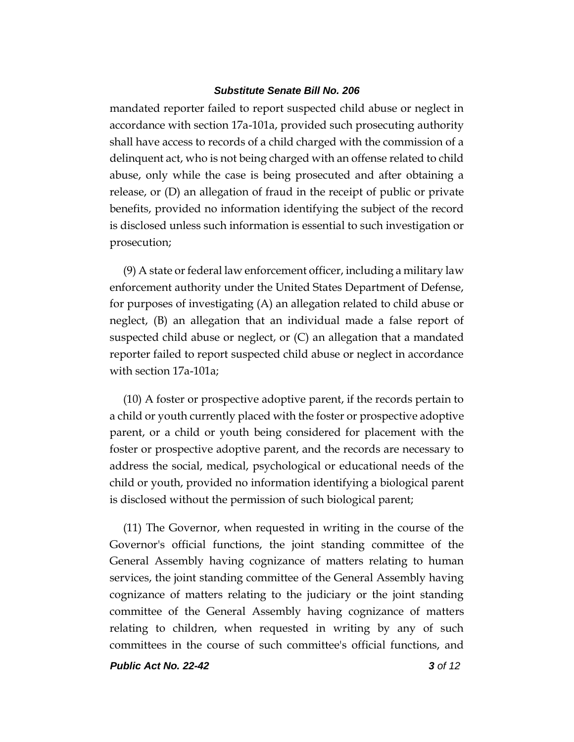mandated reporter failed to report suspected child abuse or neglect in accordance with section 17a-101a, provided such prosecuting authority shall have access to records of a child charged with the commission of a delinquent act, who is not being charged with an offense related to child abuse, only while the case is being prosecuted and after obtaining a release, or (D) an allegation of fraud in the receipt of public or private benefits, provided no information identifying the subject of the record is disclosed unless such information is essential to such investigation or prosecution;

(9) A state or federal law enforcement officer, including a military law enforcement authority under the United States Department of Defense, for purposes of investigating (A) an allegation related to child abuse or neglect, (B) an allegation that an individual made a false report of suspected child abuse or neglect, or (C) an allegation that a mandated reporter failed to report suspected child abuse or neglect in accordance with section 17a-101a;

(10) A foster or prospective adoptive parent, if the records pertain to a child or youth currently placed with the foster or prospective adoptive parent, or a child or youth being considered for placement with the foster or prospective adoptive parent, and the records are necessary to address the social, medical, psychological or educational needs of the child or youth, provided no information identifying a biological parent is disclosed without the permission of such biological parent;

(11) The Governor, when requested in writing in the course of the Governor's official functions, the joint standing committee of the General Assembly having cognizance of matters relating to human services, the joint standing committee of the General Assembly having cognizance of matters relating to the judiciary or the joint standing committee of the General Assembly having cognizance of matters relating to children, when requested in writing by any of such committees in the course of such committee's official functions, and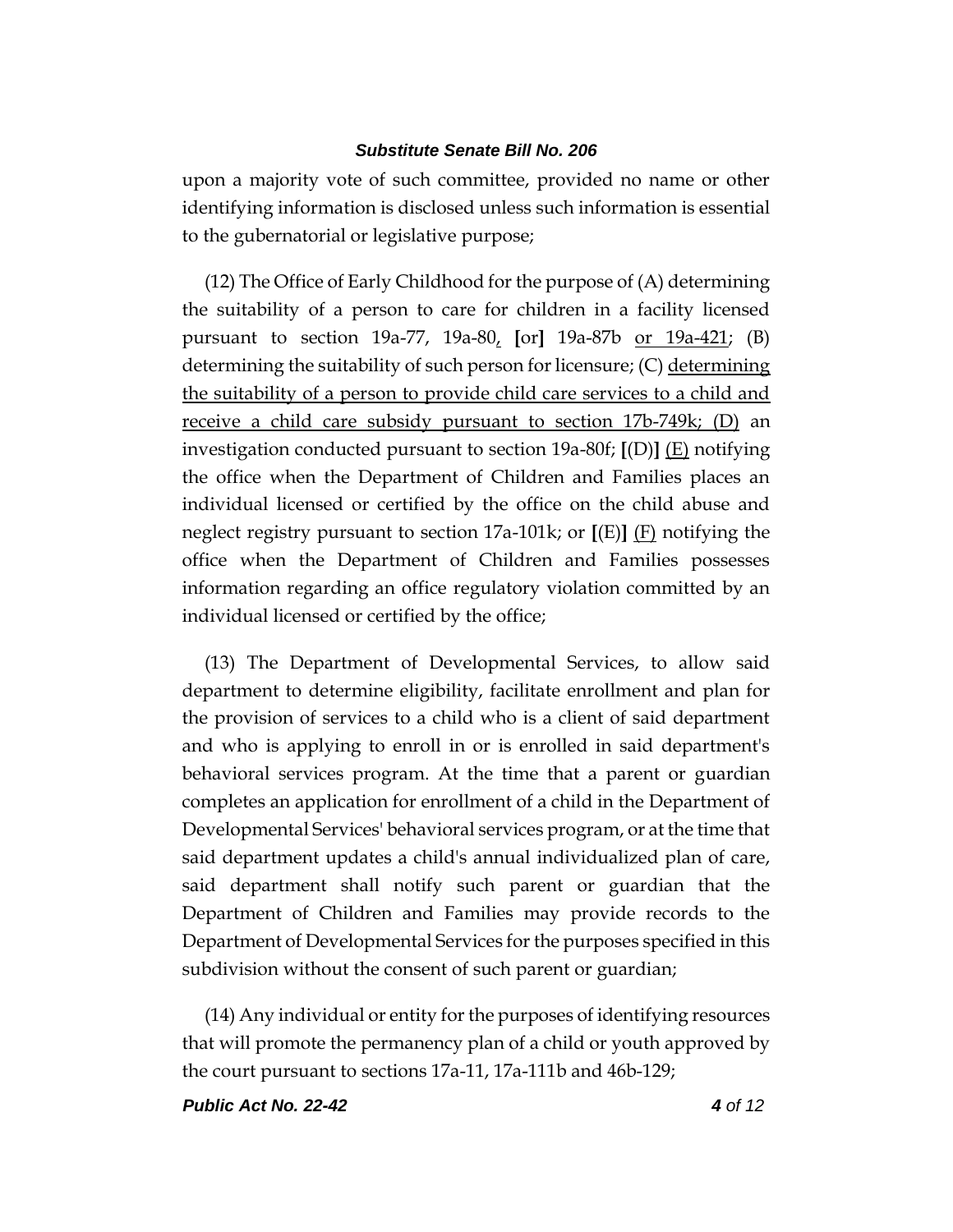upon a majority vote of such committee, provided no name or other identifying information is disclosed unless such information is essential to the gubernatorial or legislative purpose;

(12) The Office of Early Childhood for the purpose of (A) determining the suitability of a person to care for children in a facility licensed pursuant to section 19a-77, 19a-80, [or] 19a-87b or 19a-421; (B) determining the suitability of such person for licensure; (C) determining the suitability of a person to provide child care services to a child and receive a child care subsidy pursuant to section 17b-749k; (D) an investigation conducted pursuant to section 19a-80f; [(D)] (E) notifying the office when the Department of Children and Families places an individual licensed or certified by the office on the child abuse and neglect registry pursuant to section 17a-101k; or [(E)] (F) notifying the office when the Department of Children and Families possesses information regarding an office regulatory violation committed by an individual licensed or certified by the office;

(13) The Department of Developmental Services, to allow said department to determine eligibility, facilitate enrollment and plan for the provision of services to a child who is a client of said department and who is applying to enroll in or is enrolled in said department's behavioral services program. At the time that a parent or guardian completes an application for enrollment of a child in the Department of Developmental Services' behavioral services program, or at the time that said department updates a child's annual individualized plan of care, said department shall notify such parent or guardian that the Department of Children and Families may provide records to the Department of Developmental Services for the purposes specified in this subdivision without the consent of such parent or guardian;

(14) Any individual or entity for the purposes of identifying resources that will promote the permanency plan of a child or youth approved by the court pursuant to sections 17a-11, 17a-111b and 46b-129;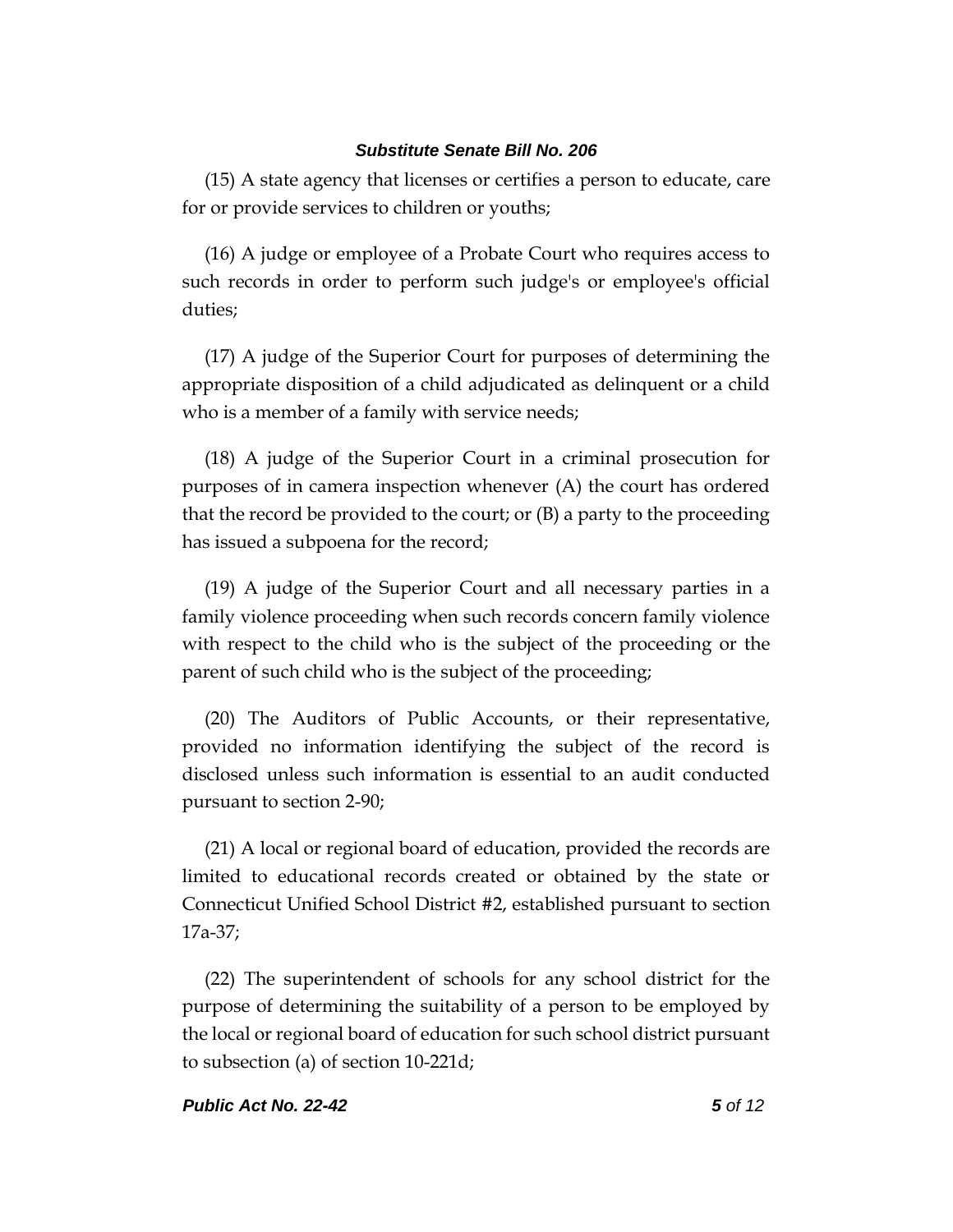(15) A state agency that licenses or certifies a person to educate, care for or provide services to children or youths;

(16) A judge or employee of a Probate Court who requires access to such records in order to perform such judge's or employee's official duties;

(17) A judge of the Superior Court for purposes of determining the appropriate disposition of a child adjudicated as delinquent or a child who is a member of a family with service needs;

(18) A judge of the Superior Court in a criminal prosecution for purposes of in camera inspection whenever (A) the court has ordered that the record be provided to the court; or (B) a party to the proceeding has issued a subpoena for the record;

(19) A judge of the Superior Court and all necessary parties in a family violence proceeding when such records concern family violence with respect to the child who is the subject of the proceeding or the parent of such child who is the subject of the proceeding;

(20) The Auditors of Public Accounts, or their representative, provided no information identifying the subject of the record is disclosed unless such information is essential to an audit conducted pursuant to section 2-90;

(21) A local or regional board of education, provided the records are limited to educational records created or obtained by the state or Connecticut Unified School District #2, established pursuant to section 17a-37;

(22) The superintendent of schools for any school district for the purpose of determining the suitability of a person to be employed by the local or regional board of education for such school district pursuant to subsection (a) of section 10-221d;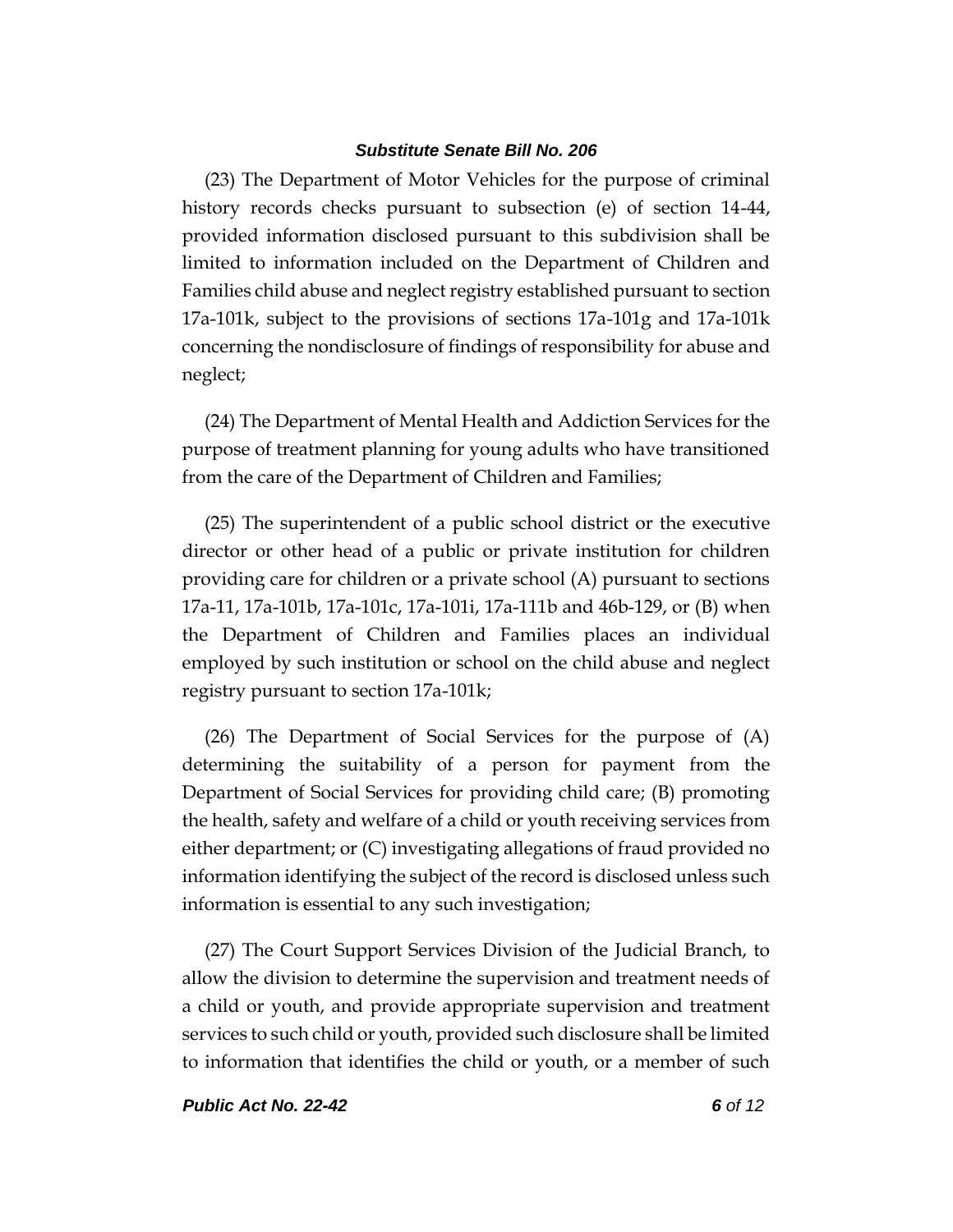(23) The Department of Motor Vehicles for the purpose of criminal history records checks pursuant to subsection (e) of section 14-44, provided information disclosed pursuant to this subdivision shall be limited to information included on the Department of Children and Families child abuse and neglect registry established pursuant to section 17a-101k, subject to the provisions of sections 17a-101g and 17a-101k concerning the nondisclosure of findings of responsibility for abuse and neglect;

(24) The Department of Mental Health and Addiction Services for the purpose of treatment planning for young adults who have transitioned from the care of the Department of Children and Families;

(25) The superintendent of a public school district or the executive director or other head of a public or private institution for children providing care for children or a private school (A) pursuant to sections 17a-11, 17a-101b, 17a-101c, 17a-101i, 17a-111b and 46b-129, or (B) when the Department of Children and Families places an individual employed by such institution or school on the child abuse and neglect registry pursuant to section 17a-101k;

(26) The Department of Social Services for the purpose of (A) determining the suitability of a person for payment from the Department of Social Services for providing child care; (B) promoting the health, safety and welfare of a child or youth receiving services from either department; or (C) investigating allegations of fraud provided no information identifying the subject of the record is disclosed unless such information is essential to any such investigation;

(27) The Court Support Services Division of the Judicial Branch, to allow the division to determine the supervision and treatment needs of a child or youth, and provide appropriate supervision and treatment services to such child or youth, provided such disclosure shall be limited to information that identifies the child or youth, or a member of such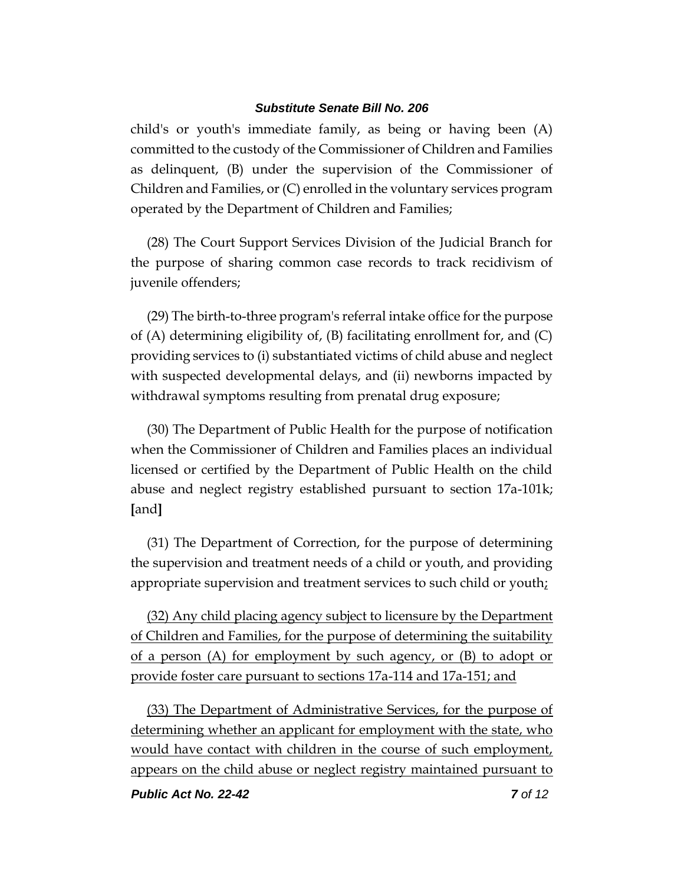child's or youth's immediate family, as being or having been (A) committed to the custody of the Commissioner of Children and Families as delinquent, (B) under the supervision of the Commissioner of Children and Families, or (C) enrolled in the voluntary services program operated by the Department of Children and Families;

(28) The Court Support Services Division of the Judicial Branch for the purpose of sharing common case records to track recidivism of juvenile offenders;

(29) The birth-to-three program's referral intake office for the purpose of (A) determining eligibility of, (B) facilitating enrollment for, and (C) providing services to (i) substantiated victims of child abuse and neglect with suspected developmental delays, and (ii) newborns impacted by withdrawal symptoms resulting from prenatal drug exposure;

(30) The Department of Public Health for the purpose of notification when the Commissioner of Children and Families places an individual licensed or certified by the Department of Public Health on the child abuse and neglect registry established pursuant to section 17a-101k; [and]

(31) The Department of Correction, for the purpose of determining the supervision and treatment needs of a child or youth, and providing appropriate supervision and treatment services to such child or youth<u>;</u>

<u>(32) Any child placing agency subject to licensure by the Department of Children and Families, for the purpose of determining the suitability of a person (A) for employment by such agency, or (B) to adopt or provide foster care pursuant to sections 17a-114 and 17a-151; and</u>

<u>(33) The Department of Administrative Services, for the purpose of determining whether an applicant for employment with the state, who would have contact with children in the course of such employment, appears on the child abuse or neglect registry maintained pursuant to</u>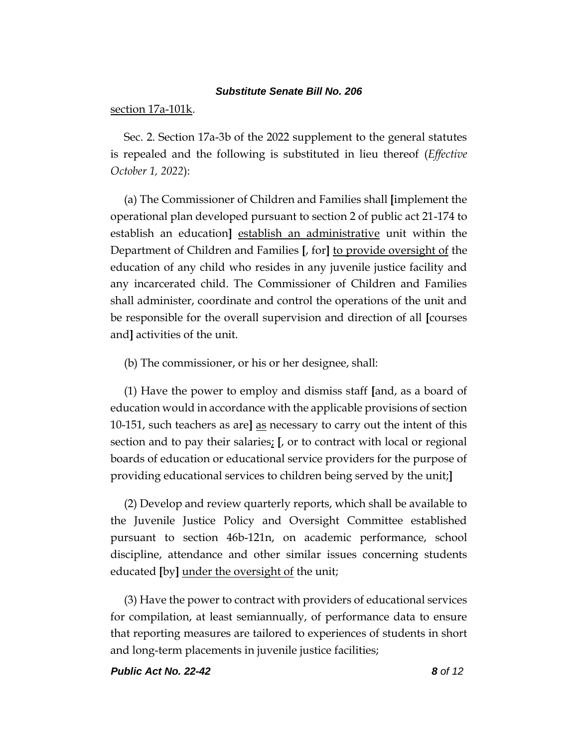section 17a-101k.

Sec. 2. Section 17a-3b of the 2022 supplement to the general statutes is repealed and the following is substituted in lieu thereof (*Effective October 1, 2022*):

(a) The Commissioner of Children and Families shall **[**implement the operational plan developed pursuant to section 2 of public act 21-174 to establish an education**]** establish an administrative unit within the Department of Children and Families **[**, for**]** to provide oversight of the education of any child who resides in any juvenile justice facility and any incarcerated child. The Commissioner of Children and Families shall administer, coordinate and control the operations of the unit and be responsible for the overall supervision and direction of all **[**courses and**]** activities of the unit.

(b) The commissioner, or his or her designee, shall:

(1) Have the power to employ and dismiss staff **[**and, as a board of education would in accordance with the applicable provisions of section 10-151, such teachers as are**]** as necessary to carry out the intent of this section and to pay their salaries; **[**, or to contract with local or regional boards of education or educational service providers for the purpose of providing educational services to children being served by the unit;**]**

(2) Develop and review quarterly reports, which shall be available to the Juvenile Justice Policy and Oversight Committee established pursuant to section 46b-121n, on academic performance, school discipline, attendance and other similar issues concerning students educated **[**by**]** under the oversight of the unit;

(3) Have the power to contract with providers of educational services for compilation, at least semiannually, of performance data to ensure that reporting measures are tailored to experiences of students in short and long-term placements in juvenile justice facilities;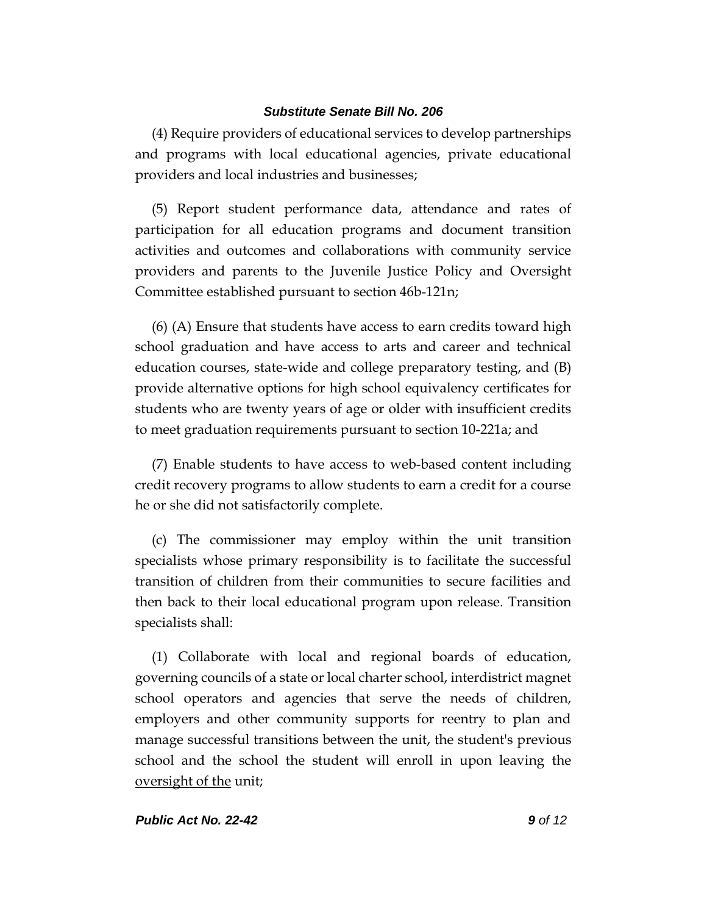(4) Require providers of educational services to develop partnerships and programs with local educational agencies, private educational providers and local industries and businesses;

(5) Report student performance data, attendance and rates of participation for all education programs and document transition activities and outcomes and collaborations with community service providers and parents to the Juvenile Justice Policy and Oversight Committee established pursuant to section 46b-121n;

(6) (A) Ensure that students have access to earn credits toward high school graduation and have access to arts and career and technical education courses, state-wide and college preparatory testing, and (B) provide alternative options for high school equivalency certificates for students who are twenty years of age or older with insufficient credits to meet graduation requirements pursuant to section 10-221a; and

(7) Enable students to have access to web-based content including credit recovery programs to allow students to earn a credit for a course he or she did not satisfactorily complete.

(c) The commissioner may employ within the unit transition specialists whose primary responsibility is to facilitate the successful transition of children from their communities to secure facilities and then back to their local educational program upon release. Transition specialists shall:

(1) Collaborate with local and regional boards of education, governing councils of a state or local charter school, interdistrict magnet school operators and agencies that serve the needs of children, employers and other community supports for reentry to plan and manage successful transitions between the unit, the student's previous school and the school the student will enroll in upon leaving the <u>oversight of the</u> unit;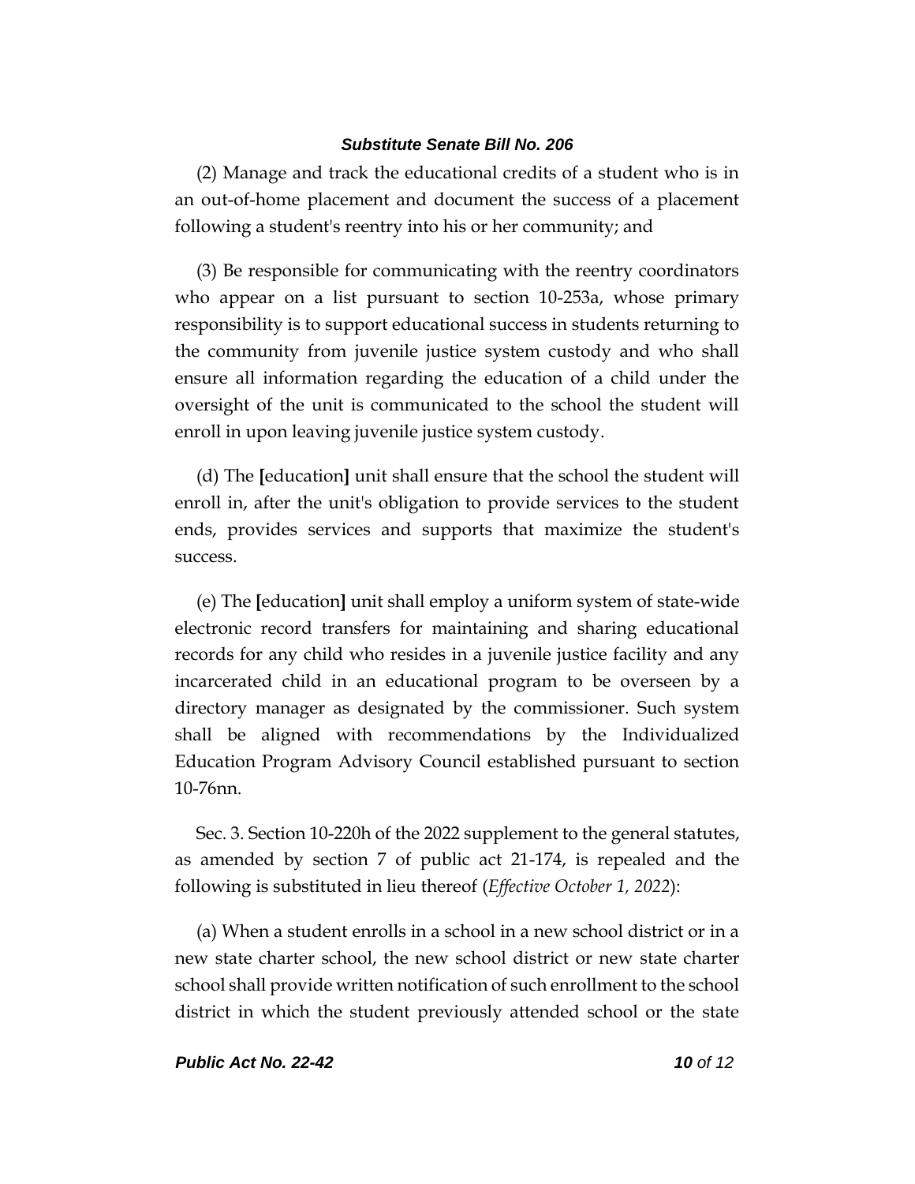(2) Manage and track the educational credits of a student who is in an out-of-home placement and document the success of a placement following a student's reentry into his or her community; and

(3) Be responsible for communicating with the reentry coordinators who appear on a list pursuant to section 10-253a, whose primary responsibility is to support educational success in students returning to the community from juvenile justice system custody and who shall ensure all information regarding the education of a child under the oversight of the unit is communicated to the school the student will enroll in upon leaving juvenile justice system custody.

(d) The **[**education**]** unit shall ensure that the school the student will enroll in, after the unit's obligation to provide services to the student ends, provides services and supports that maximize the student's success.

(e) The **[**education**]** unit shall employ a uniform system of state-wide electronic record transfers for maintaining and sharing educational records for any child who resides in a juvenile justice facility and any incarcerated child in an educational program to be overseen by a directory manager as designated by the commissioner. Such system shall be aligned with recommendations by the Individualized Education Program Advisory Council established pursuant to section 10-76nn.

Sec. 3. Section 10-220h of the 2022 supplement to the general statutes, as amended by section 7 of public act 21-174, is repealed and the following is substituted in lieu thereof (*Effective October 1, 2022*):

(a) When a student enrolls in a school in a new school district or in a new state charter school, the new school district or new state charter school shall provide written notification of such enrollment to the school district in which the student previously attended school or the state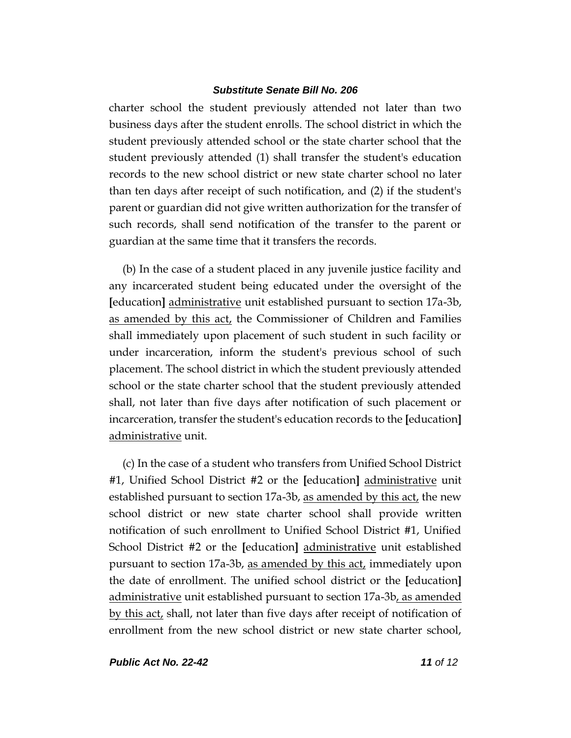charter school the student previously attended not later than two business days after the student enrolls. The school district in which the student previously attended school or the state charter school that the student previously attended (1) shall transfer the student's education records to the new school district or new state charter school no later than ten days after receipt of such notification, and (2) if the student's parent or guardian did not give written authorization for the transfer of such records, shall send notification of the transfer to the parent or guardian at the same time that it transfers the records.

(b) In the case of a student placed in any juvenile justice facility and any incarcerated student being educated under the oversight of the [education] administrative unit established pursuant to section 17a-3b, as amended by this act, the Commissioner of Children and Families shall immediately upon placement of such student in such facility or under incarceration, inform the student's previous school of such placement. The school district in which the student previously attended school or the state charter school that the student previously attended shall, not later than five days after notification of such placement or incarceration, transfer the student's education records to the [education] administrative unit.

(c) In the case of a student who transfers from Unified School District #1, Unified School District #2 or the [education] administrative unit established pursuant to section 17a-3b, as amended by this act, the new school district or new state charter school shall provide written notification of such enrollment to Unified School District #1, Unified School District #2 or the [education] administrative unit established pursuant to section 17a-3b, as amended by this act, immediately upon the date of enrollment. The unified school district or the [education] administrative unit established pursuant to section 17a-3b, as amended by this act, shall, not later than five days after receipt of notification of enrollment from the new school district or new state charter school,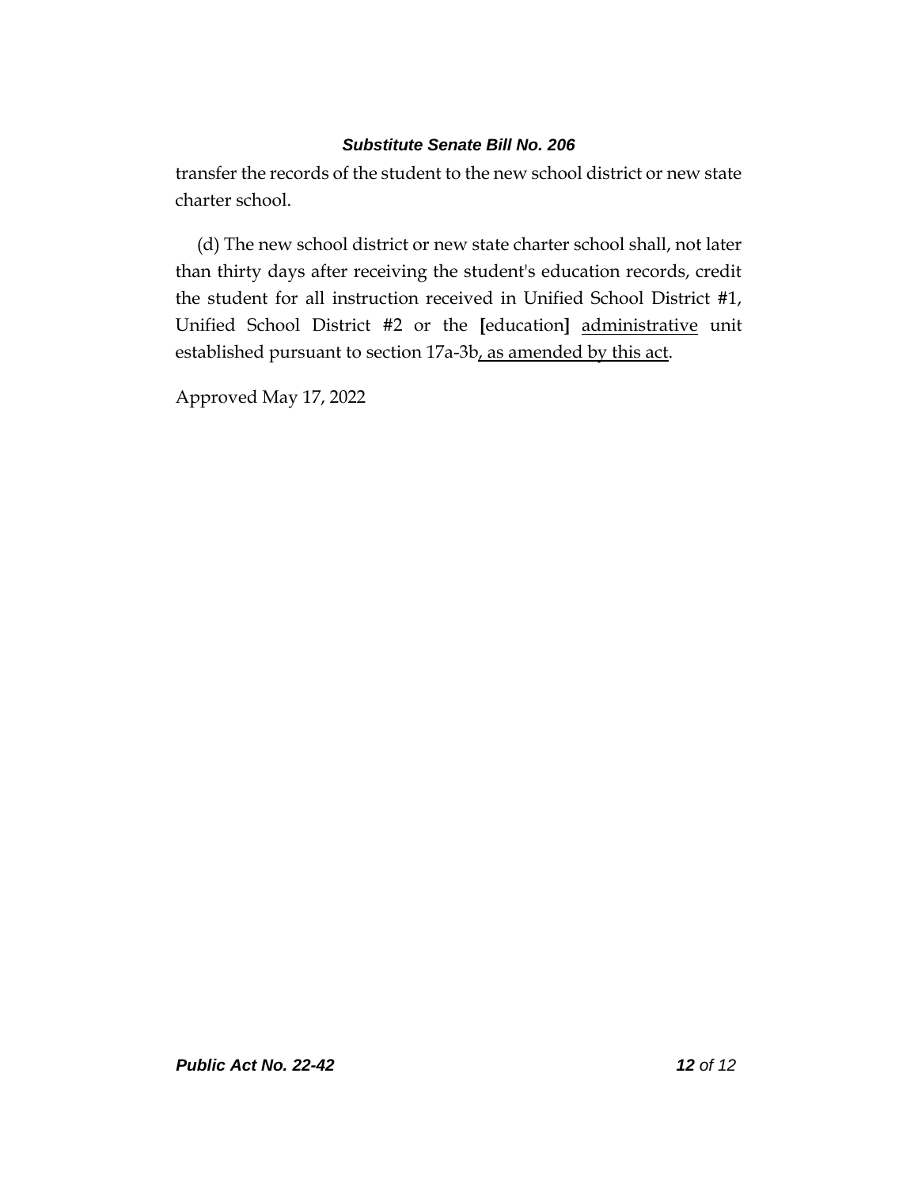transfer the records of the student to the new school district or new state charter school.

(d) The new school district or new state charter school shall, not later than thirty days after receiving the student's education records, credit the student for all instruction received in Unified School District #1, Unified School District #2 or the **[**education**]** <u>administrative</u> unit established pursuant to section 17a-3b<u>, as amended by this act</u>.

Approved May 17, 2022